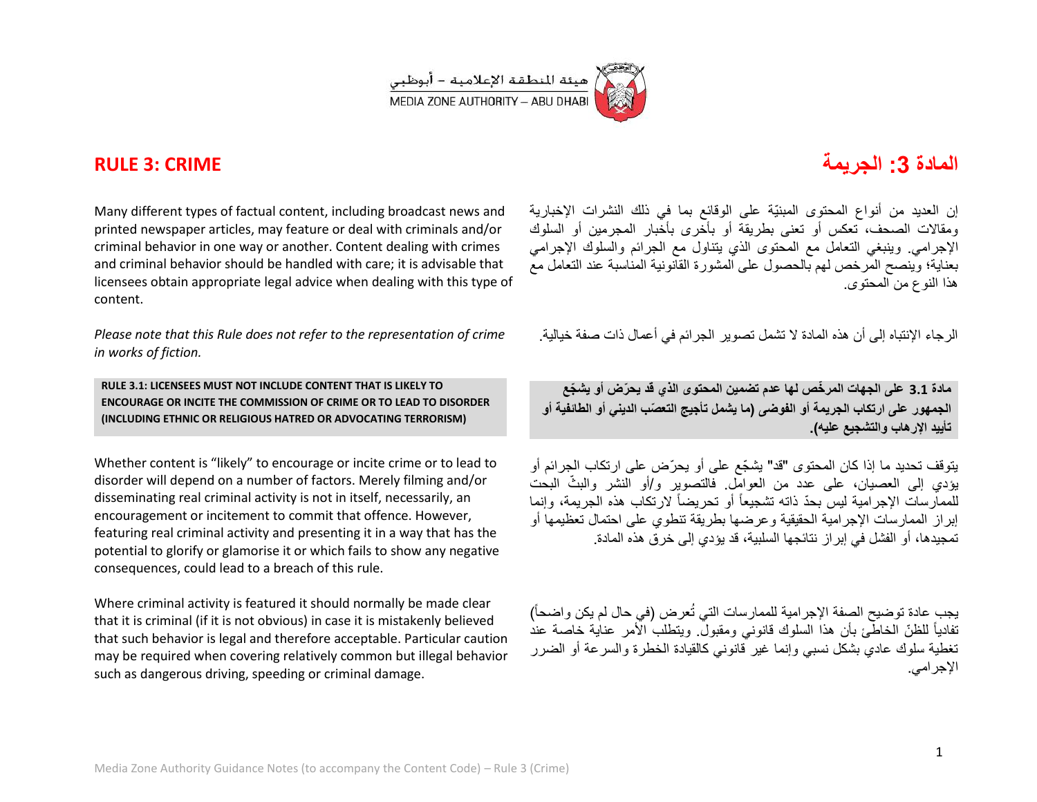# RULE 3: CRIME

Many different types of factual content, including broadcast news and printed newspaper articles, may feature or deal with criminals and/or criminal behavior in one way or another. Content dealing with crimes and criminal behavior should be handled with care; it is advisable that licensees obtain appropriate legal advice when dealing with this type of content.

*Please note that this Rule does not refer to the representation of crime in works of fiction.*

**RULE 3.1: LICENSEES MUST NOT INCLUDE CONTENT THAT IS LIKELY TO ENCOURAGE OR INCITE THE COMMISSION OF CRIME OR TO LEAD TO DISORDER (INCLUDING ETHNIC OR RELIGIOUS HATRED OR ADVOCATING TERRORISM)**

Whether content is "likely" to encourage or incite crime or to lead to disorder will depend on a number of factors. Merely filming and/or disseminating real criminal activity is not in itself, necessarily, an encouragement or incitement to commit that offence. However, featuring real criminal activity and presenting it in a way that has the potential to glorify or glamorise it or which fails to show any negative consequences, could lead to a breach of this rule.

Where criminal activity is featured it should normally be made clear that it is criminal (if it is not obvious) in case it is mistakenly believed that such behavior is legal and therefore acceptable. Particular caution may be required when covering relatively common but illegal behavior such as dangerous driving, speeding or criminal damage.

# المادة 3: الجريمة

إن العديد من أنواع المحتوى المبنيّة على الوقائع بما في ذلك النشرات الإخبارية ومقالات الصحف، تعكس أو تعنى بطريقة أو بأخرى بأخبار المجرمين أو السلوك الإجرامي. وينبغي التعامل مع المحتوى الذي يتناول مع الجرائم والسلوك الإجرامي بعناية؛ وينصح المرخص لهم بالحصول على المشورة القانونية المناسبة عند التعامل مع هذا النوع من المحتوى.

الرجاء الإنتباه إلى أن هذه المادة لا تشمل تصوير الجرائم في أعمال ذات صفة خيالية.

**مادة 3.1 على الجهات المرخّص لها عدم تضمين المحتوى الذي قد يحرّض أو يشجّع الجمهور على ارتكاب الجريمة أو الفوضى (ما يشمل تأجيج التعصّب الديني أو الطائفية أو تأييد الإرهاب والتشجيع عليه).**

يتوقف تحديد ما إذا كان المحتوى "قد" يشجّع على أو يحرّض على ارتكاب الجرائم أو يؤدي إلى العصيان، على عدد من العوامل. فالتصوير و/أو النشر والبثّ البحت للممارسات الإجرامية ليس بحدّ ذاته تشجيعاً أو تحريضاً لارتكاب هذه الجريمة، وإنما إبراز الممارسات الإجرامية الحقيقية وعرضها بطريقة تنطوي على احتمال تعظيمها أو تمجيدها، أو الفشل في إبراز نتائجها السلبية، قد يؤدي إلى خرق هذه المادة.

يجب عادة توضيح الصفة الإجرامية للممارسات التي تُعرض (في حال لم يكن واضحاً) تفادياً للظنّ الخاطئ بأن هذا السلوك قانوني ومقبول. ويتطلب الأمر عناية خاصة عند تغطية سلوك عادي بشكل نسبي وإنما غير قانوني كالقيادة الخطرة والسرعة أو الضرر الإجرامي.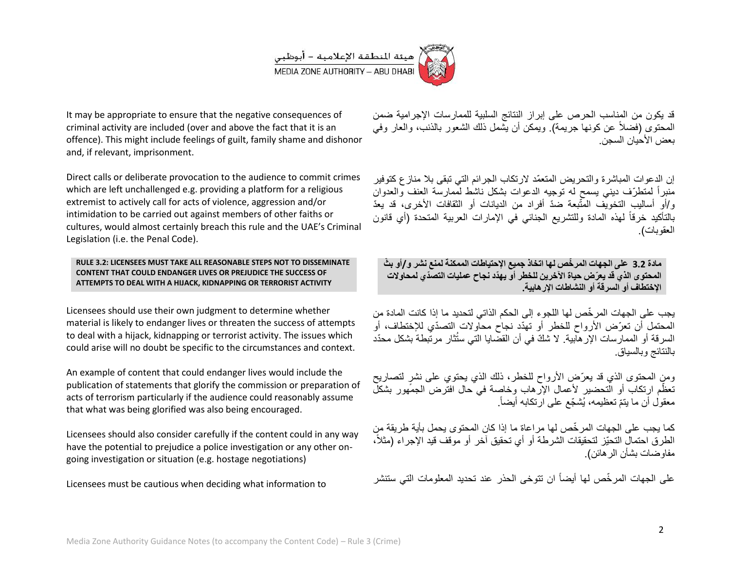It may be appropriate to ensure that the negative consequences of criminal activity are included (over and above the fact that it is an offence). This might include feelings of guilt, family shame and dishonor and, if relevant, imprisonment.

قد يكون من المناسب الحرص على إبراز النتائج السلبية للممارسات الإجرامية ضمن المحتوى (فضلاً عن كونها جريمة). ويمكن أن يشمل ذلك الشعور بالذنب، والعار وفي بعض الأحيان السجن.

Direct calls or deliberate provocation to the audience to commit crimes which are left unchallenged e.g. providing a platform for a religious extremist to actively call for acts of violence, aggression and/or intimidation to be carried out against members of other faiths or cultures, would almost certainly breach this rule and the UAE's Criminal Legislation (i.e. the Penal Code).

إن الدعوات المباشرة والتحريض المتعمّد لارتكاب الجرائم التي تبقى بلا منازع كتوفير منبراً لمتطرّف ديني يسمح له توجيه الدعوات بشكل ناشط لممارسة العنف والعدوان و/أو أساليب التخويف المتّبعة ضدّ أفراد من الديانات أو الثقافات الأخرى، قد يعدّ بالتأكيد خرقاً لهذه المادة وللتشريع الجنائي في الإمارات العربية المتحدة (أي قانون العقوبات).

**RULE 3.2: LICENSEES MUST TAKE ALL REASONABLE STEPS NOT TO DISSEMINATE CONTENT THAT COULD ENDANGER LIVES OR PREJUDICE THE SUCCESS OF ATTEMPTS TO DEAL WITH A HIJACK, KIDNAPPING OR TERRORIST ACTIVITY**

**مادة 3.2 على الجهات المرخّص لها اتخاذ جميع الإحتياطات الممكنة لمنع نشر و/أو بث المحتوى الذي قد يعرّض حياة الآخرين للخطر أو يهدّد نجاح عمليات التصدّي لمحاولات الإختطاف أو السرقة أو النشاطات الإرهابية.**

Licensees should use their own judgment to determine whether material is likely to endanger lives or threaten the success of attempts to deal with a hijack, kidnapping or terrorist activity. The issues which could arise will no doubt be specific to the circumstances and context.

يجب على الجهات المرخّص لها اللجوء إلى الحكم الذاتي لتحديد ما إذا كانت المادة من المحتمل أن تعرّض الأرواح للخطر أو تهدّد نجاح محاولات التصدّي للإختطاف، أو السرقة أو الممارسات الإرهابية. لا شكّ في أن القضايا التي ستُثار مرتبطة بشكل محدّد بالنتائج وبالسياق.

An example of content that could endanger lives would include the publication of statements that glorify the commission or preparation of acts of terrorism particularly if the audience could reasonably assume that what was being glorified was also being encouraged.

ومن المحتوى الذي قد يعرّض الأرواح للخطر، ذلك الذي يحتوي على نشر لتصاريح تعظّم ارتكاب أو التحضير لأعمال الإرهاب وخاصة في حال افترض الجمهور بشكل معقول أن ما يتمّ تعظيمه، يُشجّع على ارتكابه أيضاً.

Licensees should also consider carefully if the content could in any way have the potential to prejudice a police investigation or any other on-going investigation or situation (e.g. hostage negotiations)

كما يجب على الجهات المرخّص لها مراعاة ما إذا كان المحتوى يحمل بأية طريقة من الطرق احتمال التحيّز لتحقيقات الشرطة أو أي تحقيق آخر أو موقف قيد الإجراء (مثلاً، مفاوضات بشأن الرهائن).

Licensees must be cautious when deciding what information to

على الجهات المرخّص لها أيضاً ان تتوخى الحذر عند تحديد المعلومات التي ستنشر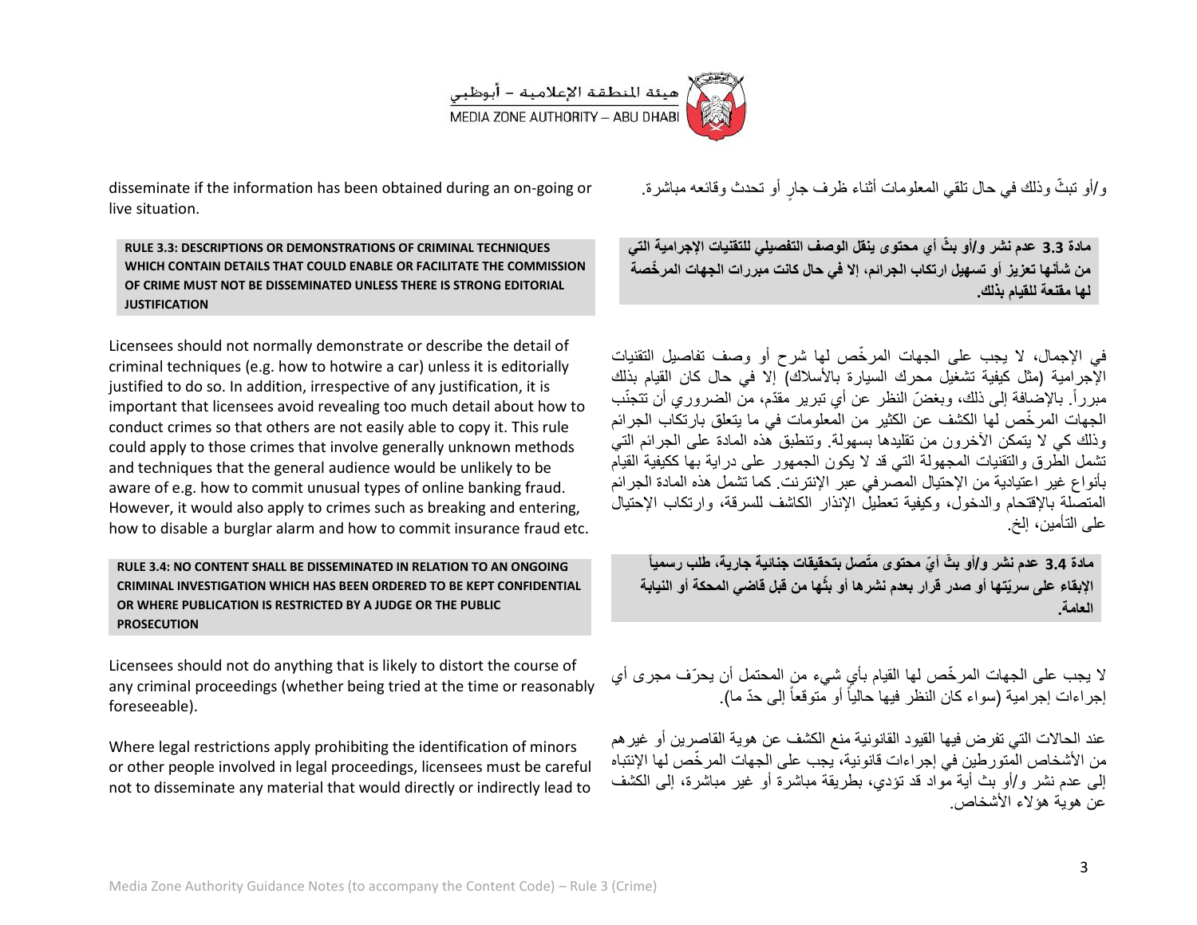disseminate if the information has been obtained during an on-going or live situation.

و/أو تبثّ وذلك في حال تلقي المعلومات أثناء ظرف جارٍ أو تحدث وقائعه مباشرة.

**RULE 3.3: DESCRIPTIONS OR DEMONSTRATIONS OF CRIMINAL TECHNIQUES WHICH CONTAIN DETAILS THAT COULD ENABLE OR FACILITATE THE COMMISSION OF CRIME MUST NOT BE DISSEMINATED UNLESS THERE IS STRONG EDITORIAL JUSTIFICATION**

**مادة 3.3 عدم نشر و/أو بثّ أي محتوى ينقل الوصف التفصيلي للتقنيات الإجرامية التي من شأنها تعزيز أو تسهيل ارتكاب الجرائم، إلا في حال كانت مبررات الجهات المرخّصة لها مقنعة للقيام بذلك.**

Licensees should not normally demonstrate or describe the detail of criminal techniques (e.g. how to hotwire a car) unless it is editorially justified to do so. In addition, irrespective of any justification, it is important that licensees avoid revealing too much detail about how to conduct crimes so that others are not easily able to copy it. This rule could apply to those crimes that involve generally unknown methods and techniques that the general audience would be unlikely to be aware of e.g. how to commit unusual types of online banking fraud. However, it would also apply to crimes such as breaking and entering, how to disable a burglar alarm and how to commit insurance fraud etc.

في الإجمال، لا يجب على الجهات المرخّص لها شرح أو وصف تفاصيل التقنيات الإجرامية (مثل كيفية تشغيل محرك السيارة بالأسلاك) إلا في حال كان القيام بذلك مبرراً. بالإضافة إلى ذلك، وبغضّ النظر عن أي تبرير مقدّم، من الضروري أن تتجنّب الجهات المرخّص لها الكشف عن الكثير من المعلومات في ما يتعلق بارتكاب الجرائم وذلك كي لا يتمكن الآخرون من تقليدها بسهولة. وتنطبق هذه المادة على الجرائم التي تشمل الطرق والتقنيات المجهولة التي قد لا يكون الجمهور على دراية بها ككيفية القيام بأنواع غير اعتيادية من الإحتيال المصرفي عبر الإنترنت. كما تشمل هذه المادة الجرائم المتصلة بالإقتحام والدخول، وكيفية تعطيل الإنذار الكاشف للسرقة، وارتكاب الإحتيال على التأمين، إلخ.

**RULE 3.4: NO CONTENT SHALL BE DISSEMINATED IN RELATION TO AN ONGOING CRIMINAL INVESTIGATION WHICH HAS BEEN ORDERED TO BE KEPT CONFIDENTIAL OR WHERE PUBLICATION IS RESTRICTED BY A JUDGE OR THE PUBLIC PROSECUTION**

**مادة 3.4 عدم نشر و/أو بثّ أيّ محتوى متّصل بتحقيقات جنائية جارية، طلب رسمياً الإبقاء على سريّتها أو صدر قرار بعدم نشرها أو بثّها من قبل قاضي المحكة أو النيابة العامة.**

Licensees should not do anything that is likely to distort the course of any criminal proceedings (whether being tried at the time or reasonably foreseeable).

لا يجب على الجهات المرخّص لها القيام بأي شيء من المحتمل أن يحرّف مجرى أي إجراءات إجرامية (سواء كان النظر فيها حالياً أو متوقعاً إلى حدّ ما).

Where legal restrictions apply prohibiting the identification of minors or other people involved in legal proceedings, licensees must be careful not to disseminate any material that would directly or indirectly lead to

عند الحالات التي تفرض فيها القيود القانونية منع الكشف عن هوية القاصرين أو غيرهم من الأشخاص المتورطين في إجراءات قانونية، يجب على الجهات المرخّص لها الإنتباه إلى عدم نشر و/أو بث أية مواد قد تؤدي، بطريقة مباشرة أو غير مباشرة، إلى الكشف عن هوية هؤلاء الأشخاص.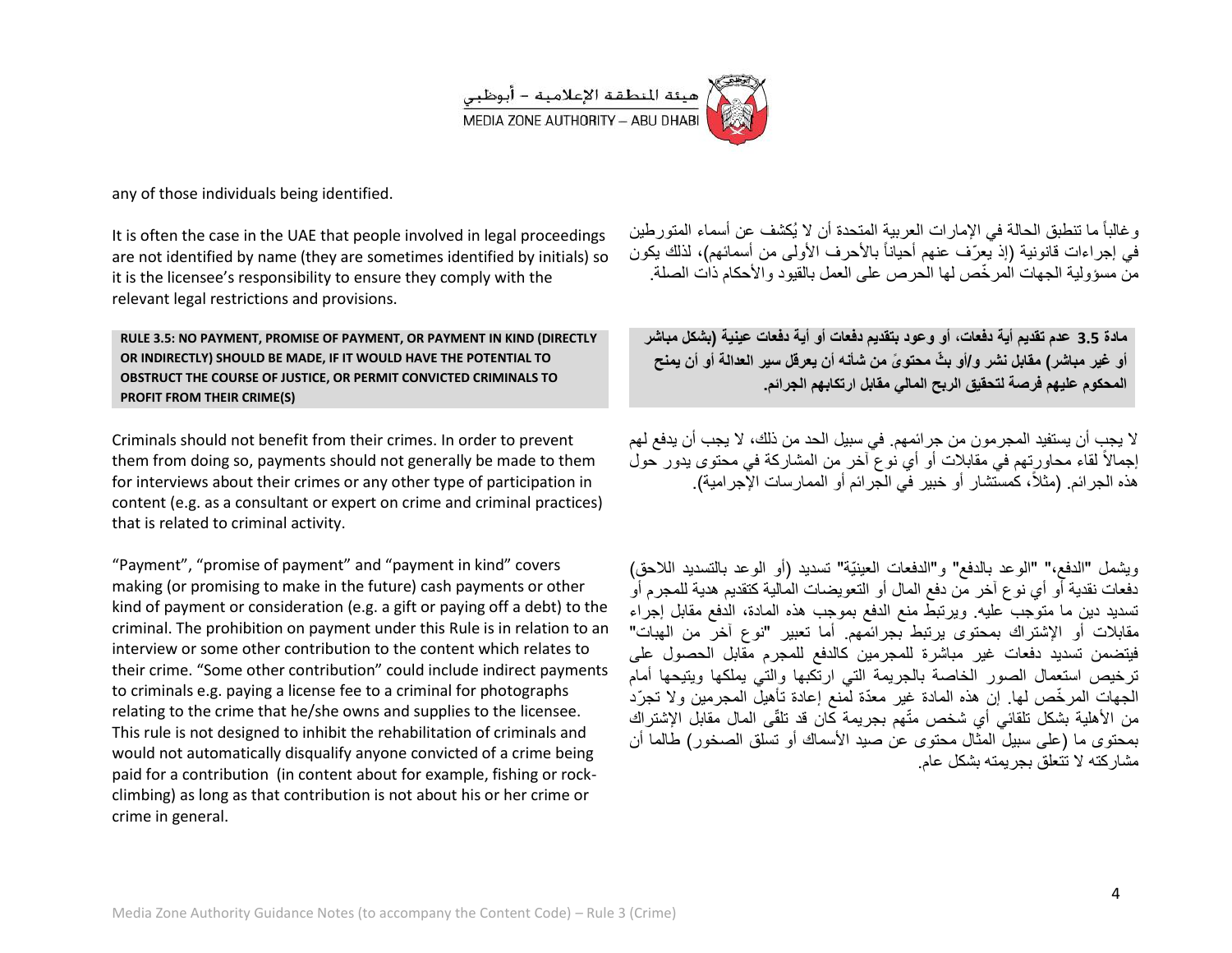any of those individuals being identified.

It is often the case in the UAE that people involved in legal proceedings are not identified by name (they are sometimes identified by initials) so it is the licensee's responsibility to ensure they comply with the relevant legal restrictions and provisions.

وغالباً ما تنطبق الحالة في الإمارات العربية المتحدة أن لا يُكشف عن أسماء المتورطين في إجراءات قانونية (إذ يعرّف عنهم أحياناً بالأحرف الأولى من أسمائهم)، لذلك يكون من مسؤولية الجهات المرخّص لها الحرص على العمل بالقيود والأحكام ذات الصلة.

**RULE 3.5: NO PAYMENT, PROMISE OF PAYMENT, OR PAYMENT IN KIND (DIRECTLY OR INDIRECTLY) SHOULD BE MADE, IF IT WOULD HAVE THE POTENTIAL TO OBSTRUCT THE COURSE OF JUSTICE, OR PERMIT CONVICTED CRIMINALS TO PROFIT FROM THEIR CRIME(S)**

**مادة 3.5 عدم تقديم أية دفعات، أو وعود بتقديم دفعات أو أية دفعات عينية (بشكل مباشر أو غير مباشر) مقابل نشر و/أو بثّ محتوىً من شأنه أن يعرقل سير العدالة أو أن يمنح المحكوم عليهم فرصة لتحقيق الربح المالي مقابل ارتكابهم الجرائم.**

Criminals should not benefit from their crimes. In order to prevent them from doing so, payments should not generally be made to them for interviews about their crimes or any other type of participation in content (e.g. as a consultant or expert on crime and criminal practices) that is related to criminal activity.

لا يجب أن يستفيد المجرمون من جرائمهم. في سبيل الحد من ذلك، لا يجب أن يدفع لهم إجمالاً لقاء محاورتهم في مقابلات أو أي نوع آخر من المشاركة في محتوى يدور حول هذه الجرائم. (مثلاً، كمستشار أو خبير في الجرائم أو الممارسات الإجرامية).

"Payment", "promise of payment" and "payment in kind" covers making (or promising to make in the future) cash payments or other kind of payment or consideration (e.g. a gift or paying off a debt) to the criminal. The prohibition on payment under this Rule is in relation to an interview or some other contribution to the content which relates to their crime. "Some other contribution" could include indirect payments to criminals e.g. paying a license fee to a criminal for photographs relating to the crime that he/she owns and supplies to the licensee. This rule is not designed to inhibit the rehabilitation of criminals and would not automatically disqualify anyone convicted of a crime being paid for a contribution (in content about for example, fishing or rock-climbing) as long as that contribution is not about his or her crime or crime in general.

ويشمل "الدفع،" "الوعد بالدفع" و"الدفعات العينيّة" تسديد (أو الوعد بالتسديد اللاحق) دفعات نقدية أو أي نوع آخر من دفع المال أو التعويضات المالية كتقديم هدية للمجرم أو تسديد دين ما متوجب عليه. ويرتبط منع الدفع بموجب هذه المادة، الدفع مقابل إجراء مقابلات أو الإشتراك بمحتوى يرتبط بجرائمهم. أما تعبير "نوع آخر من الهبات" فيتضمن تسديد دفعات غير مباشرة للمجرمين كالدفع للمجرم مقابل الحصول على ترخيص استعمال الصور الخاصة بالجريمة التي ارتكبها والتي يملكها ويتيحها أمام الجهات المرخّص لها. إن هذه المادة غير معدّة لمنع إعادة تأهيل المجرمين ولا تجرّد من الأهلية بشكل تلقائي أي شخص متّهم بجريمة كان قد تلقّى المال مقابل الإشتراك بمحتوى ما (على سبيل المثال محتوى عن صيد الأسماك أو تسلق الصخور) طالما أن مشاركته لا تتعلق بجريمته بشكل عام.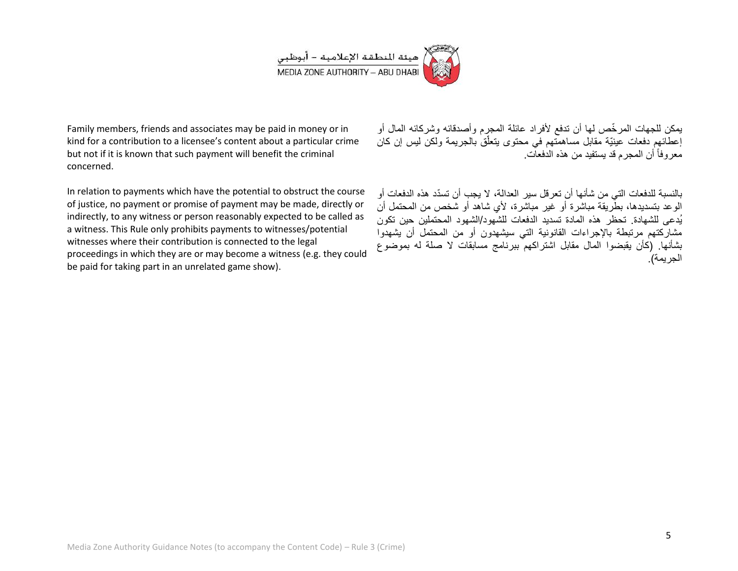Family members, friends and associates may be paid in money or in kind for a contribution to a licensee's content about a particular crime but not if it is known that such payment will benefit the criminal concerned.

يمكن للجهات المرخّص لها أن تدفع لأفراد عائلة المجرم وأصدقائه وشركائه المال أو إعطائهم دفعات عينيّة مقابل مساهمتهم في محتوى يتعلّق بالجريمة ولكن ليس إن كان معروفاً أن المجرم قد يستفيد من هذه الدفعات.

In relation to payments which have the potential to obstruct the course of justice, no payment or promise of payment may be made, directly or indirectly, to any witness or person reasonably expected to be called as a witness. This Rule only prohibits payments to witnesses/potential witnesses where their contribution is connected to the legal proceedings in which they are or may become a witness (e.g. they could be paid for taking part in an unrelated game show).

بالنسبة للدفعات التي من شأنها أن تعرقل سير العدالة، لا يجب أن تسدّد هذه الدفعات أو الوعد بتسديدها، بطريقة مباشرة أو غير مباشرة، لأي شاهد أو شخص من المحتمل أن يُدعى للشهادة. تحظر هذه المادة تسديد الدفعات للشهود/الشهود المحتملين حين تكون مشاركتهم مرتبطة بالإجراءات القانونية التي سيشهدون أو من المحتمل أن يشهدوا بشأنها. (كأن يقبضوا المال مقابل اشتراكهم ببرنامج مسابقات لا صلة له بموضوع الجريمة).